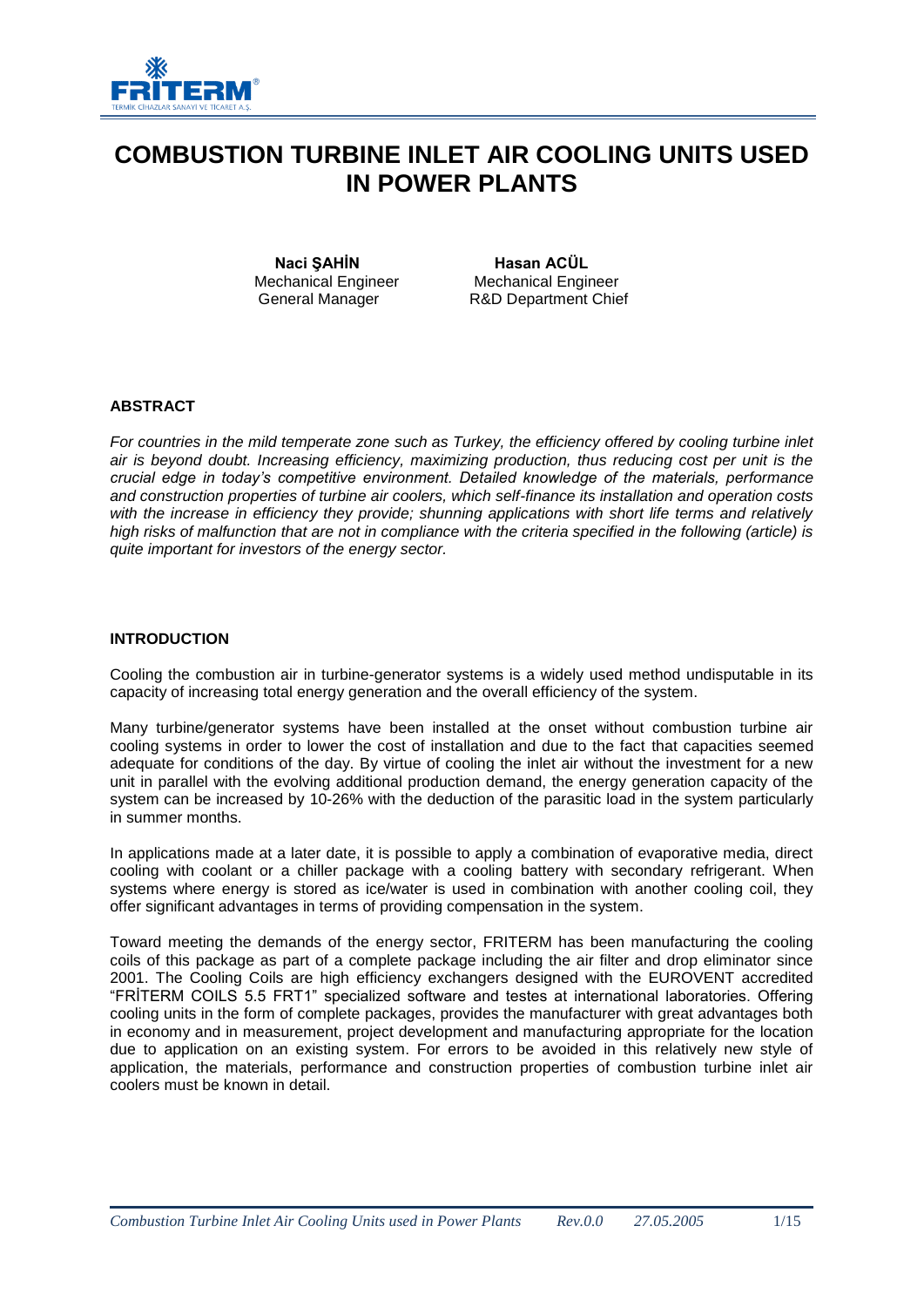# COMBUSTION TURBINE INLET AIR COOLING UNITS USED IN POWER PLANTS

**Naci ŞAHİN**
Mechanical Engineer
General Manager

**Hasan ACÜL**
Mechanical Engineer
R&D Department Chief

## ABSTRACT

*For countries in the mild temperate zone such as Turkey, the efficiency offered by cooling turbine inlet air is beyond doubt. Increasing efficiency, maximizing production, thus reducing cost per unit is the crucial edge in today's competitive environment. Detailed knowledge of the materials, performance and construction properties of turbine air coolers, which self-finance its installation and operation costs with the increase in efficiency they provide; shunning applications with short life terms and relatively high risks of malfunction that are not in compliance with the criteria specified in the following (article) is quite important for investors of the energy sector.*

## INTRODUCTION

Cooling the combustion air in turbine-generator systems is a widely used method undisputable in its capacity of increasing total energy generation and the overall efficiency of the system.

Many turbine/generator systems have been installed at the onset without combustion turbine air cooling systems in order to lower the cost of installation and due to the fact that capacities seemed adequate for conditions of the day. By virtue of cooling the inlet air without the investment for a new unit in parallel with the evolving additional production demand, the energy generation capacity of the system can be increased by 10-26% with the deduction of the parasitic load in the system particularly in summer months.

In applications made at a later date, it is possible to apply a combination of evaporative media, direct cooling with coolant or a chiller package with a cooling battery with secondary refrigerant. When systems where energy is stored as ice/water is used in combination with another cooling coil, they offer significant advantages in terms of providing compensation in the system.

Toward meeting the demands of the energy sector, FRITERM has been manufacturing the cooling coils of this package as part of a complete package including the air filter and drop eliminator since 2001. The Cooling Coils are high efficiency exchangers designed with the EUROVENT accredited "FRİTERM COILS 5.5 FRT1" specialized software and testes at international laboratories. Offering cooling units in the form of complete packages, provides the manufacturer with great advantages both in economy and in measurement, project development and manufacturing appropriate for the location due to application on an existing system. For errors to be avoided in this relatively new style of application, the materials, performance and construction properties of combustion turbine inlet air coolers must be known in detail.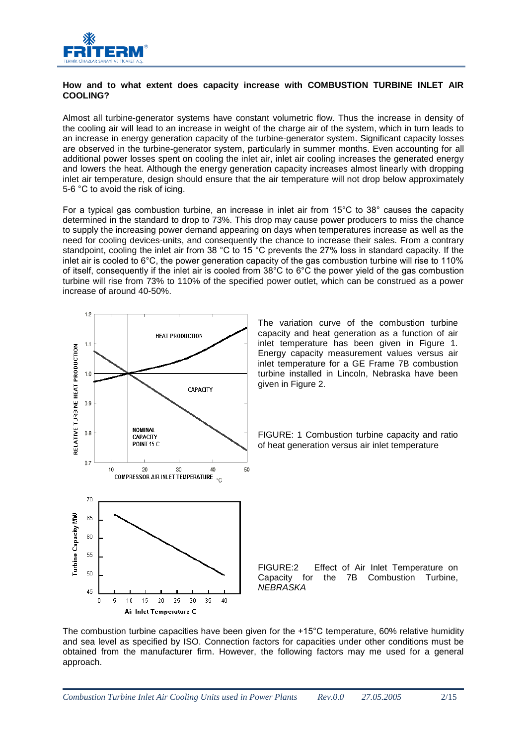**How and to what extent does capacity increase with COMBUSTION TURBINE INLET AIR COOLING?**

Almost all turbine-generator systems have constant volumetric flow. Thus the increase in density of the cooling air will lead to an increase in weight of the charge air of the system, which in turn leads to an increase in energy generation capacity of the turbine-generator system. Significant capacity losses are observed in the turbine-generator system, particularly in summer months. Even accounting for all additional power losses spent on cooling the inlet air, inlet air cooling increases the generated energy and lowers the heat. Although the energy generation capacity increases almost linearly with dropping inlet air temperature, design should ensure that the air temperature will not drop below approximately 5-6 °C to avoid the risk of icing.

For a typical gas combustion turbine, an increase in inlet air from 15°C to 38° causes the capacity determined in the standard to drop to 73%. This drop may cause power producers to miss the chance to supply the increasing power demand appearing on days when temperatures increase as well as the need for cooling devices-units, and consequently the chance to increase their sales. From a contrary standpoint, cooling the inlet air from 38 °C to 15 °C prevents the 27% loss in standard capacity. If the inlet air is cooled to 6°C, the power generation capacity of the gas combustion turbine will rise to 110% of itself, consequently if the inlet air is cooled from 38°C to 6°C the power yield of the gas combustion turbine will rise from 73% to 110% of the specified power outlet, which can be construed as a power increase of around 40-50%.

The variation curve of the combustion turbine capacity and heat generation as a function of air inlet temperature has been given in Figure 1. Energy capacity measurement values versus air inlet temperature for a GE Frame 7B combustion turbine installed in Lincoln, Nebraska have been given in Figure 2.

FIGURE: 1 Combustion turbine capacity and ratio of heat generation versus air inlet temperature

FIGURE:2 Effect of Air Inlet Temperature on Capacity for the 7B Combustion Turbine, *NEBRASKA*

The combustion turbine capacities have been given for the +15°C temperature, 60% relative humidity and sea level as specified by ISO. Connection factors for capacities under other conditions must be obtained from the manufacturer firm. However, the following factors may me used for a general approach.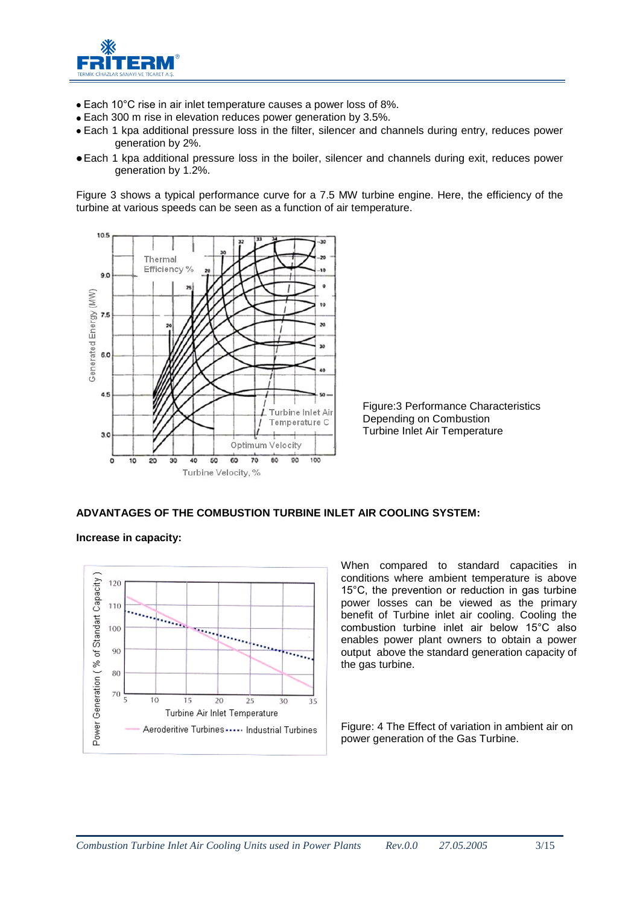- Each 10°C rise in air inlet temperature causes a power loss of 8%.
- Each 300 m rise in elevation reduces power generation by 3.5%.
- Each 1 kpa additional pressure loss in the filter, silencer and channels during entry, reduces power generation by 2%.
- Each 1 kpa additional pressure loss in the boiler, silencer and channels during exit, reduces power generation by 1.2%.

Figure 3 shows a typical performance curve for a 7.5 MW turbine engine. Here, the efficiency of the turbine at various speeds can be seen as a function of air temperature.

Figure:3 Performance Characteristics Depending on Combustion Turbine Inlet Air Temperature

## ADVANTAGES OF THE COMBUSTION TURBINE INLET AIR COOLING SYSTEM:

### Increase in capacity:

When compared to standard capacities in conditions where ambient temperature is above 15°C, the prevention or reduction in gas turbine power losses can be viewed as the primary benefit of Turbine inlet air cooling. Cooling the combustion turbine inlet air below 15°C also enables power plant owners to obtain a power output above the standard generation capacity of the gas turbine.

Figure: 4 The Effect of variation in ambient air on power generation of the Gas Turbine.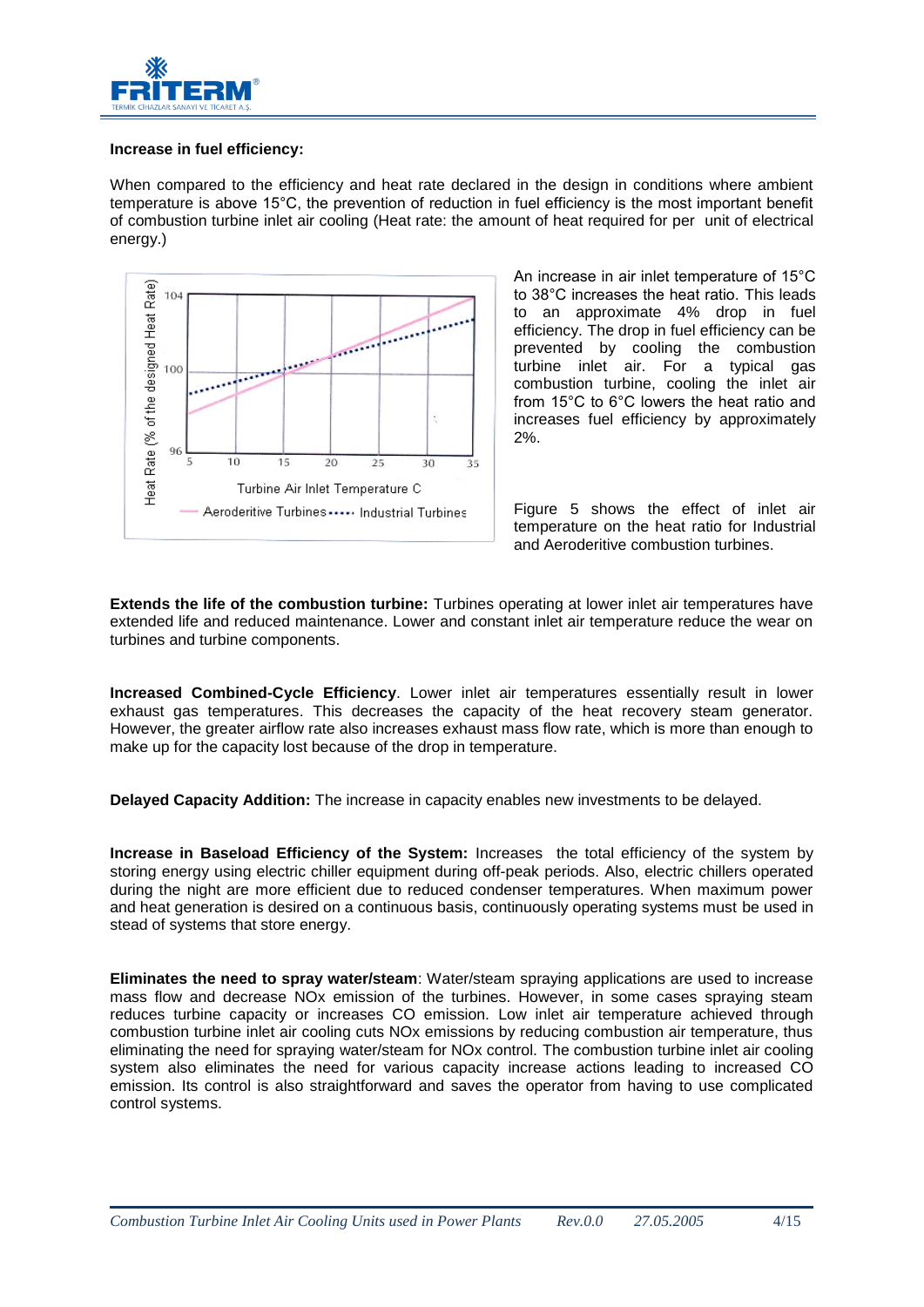**Increase in fuel efficiency:**

When compared to the efficiency and heat rate declared in the design in conditions where ambient temperature is above 15°C, the prevention of reduction in fuel efficiency is the most important benefit of combustion turbine inlet air cooling (Heat rate: the amount of heat required for per unit of electrical energy.)

An increase in air inlet temperature of 15°C to 38°C increases the heat ratio. This leads to an approximate 4% drop in fuel efficiency. The drop in fuel efficiency can be prevented by cooling the combustion turbine inlet air. For a typical gas combustion turbine, cooling the inlet air from 15°C to 6°C lowers the heat ratio and increases fuel efficiency by approximately 2%.

Figure 5 shows the effect of inlet air temperature on the heat ratio for Industrial and Aeroderitive combustion turbines.

**Extends the life of the combustion turbine:** Turbines operating at lower inlet air temperatures have extended life and reduced maintenance. Lower and constant inlet air temperature reduce the wear on turbines and turbine components.

**Increased Combined-Cycle Efficiency**. Lower inlet air temperatures essentially result in lower exhaust gas temperatures. This decreases the capacity of the heat recovery steam generator. However, the greater airflow rate also increases exhaust mass flow rate, which is more than enough to make up for the capacity lost because of the drop in temperature.

**Delayed Capacity Addition:** The increase in capacity enables new investments to be delayed.

**Increase in Baseload Efficiency of the System:** Increases the total efficiency of the system by storing energy using electric chiller equipment during off-peak periods. Also, electric chillers operated during the night are more efficient due to reduced condenser temperatures. When maximum power and heat generation is desired on a continuous basis, continuously operating systems must be used in stead of systems that store energy.

**Eliminates the need to spray water/steam**: Water/steam spraying applications are used to increase mass flow and decrease NOx emission of the turbines. However, in some cases spraying steam reduces turbine capacity or increases CO emission. Low inlet air temperature achieved through combustion turbine inlet air cooling cuts NOx emissions by reducing combustion air temperature, thus eliminating the need for spraying water/steam for NOx control. The combustion turbine inlet air cooling system also eliminates the need for various capacity increase actions leading to increased CO emission. Its control is also straightforward and saves the operator from having to use complicated control systems.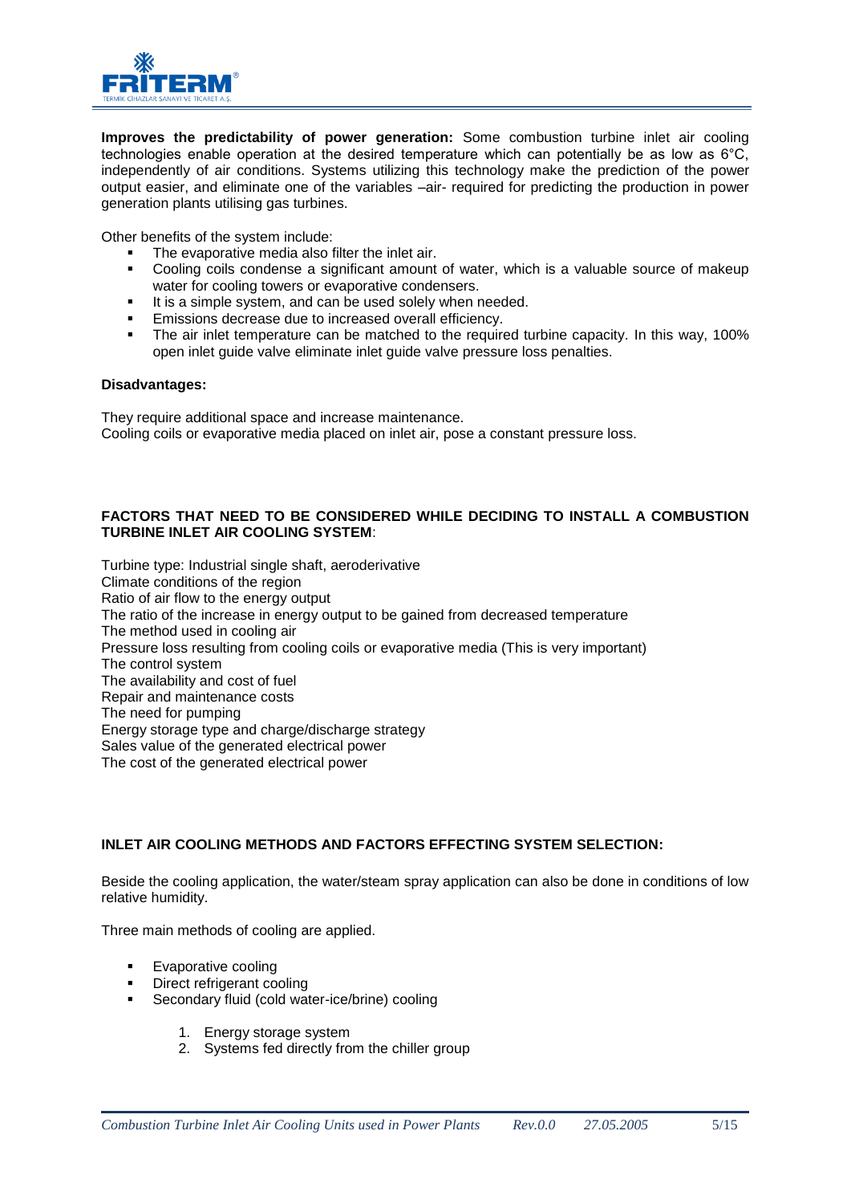**Improves the predictability of power generation:** Some combustion turbine inlet air cooling technologies enable operation at the desired temperature which can potentially be as low as 6°C, independently of air conditions. Systems utilizing this technology make the prediction of the power output easier, and eliminate one of the variables –air- required for predicting the production in power generation plants utilising gas turbines.

Other benefits of the system include:

- The evaporative media also filter the inlet air.
- Cooling coils condense a significant amount of water, which is a valuable source of makeup water for cooling towers or evaporative condensers.
- It is a simple system, and can be used solely when needed.
- Emissions decrease due to increased overall efficiency.
- The air inlet temperature can be matched to the required turbine capacity. In this way, 100% open inlet guide valve eliminate inlet guide valve pressure loss penalties.

**Disadvantages:**

They require additional space and increase maintenance.
Cooling coils or evaporative media placed on inlet air, pose a constant pressure loss.

**FACTORS THAT NEED TO BE CONSIDERED WHILE DECIDING TO INSTALL A COMBUSTION TURBINE INLET AIR COOLING SYSTEM**:

Turbine type: Industrial single shaft, aeroderivative
Climate conditions of the region
Ratio of air flow to the energy output
The ratio of the increase in energy output to be gained from decreased temperature
The method used in cooling air
Pressure loss resulting from cooling coils or evaporative media (This is very important)
The control system
The availability and cost of fuel
Repair and maintenance costs
The need for pumping
Energy storage type and charge/discharge strategy
Sales value of the generated electrical power
The cost of the generated electrical power

**INLET AIR COOLING METHODS AND FACTORS EFFECTING SYSTEM SELECTION:**

Beside the cooling application, the water/steam spray application can also be done in conditions of low relative humidity.

Three main methods of cooling are applied.

- Evaporative cooling
- Direct refrigerant cooling
- Secondary fluid (cold water-ice/brine) cooling
  1. Energy storage system
  2. Systems fed directly from the chiller group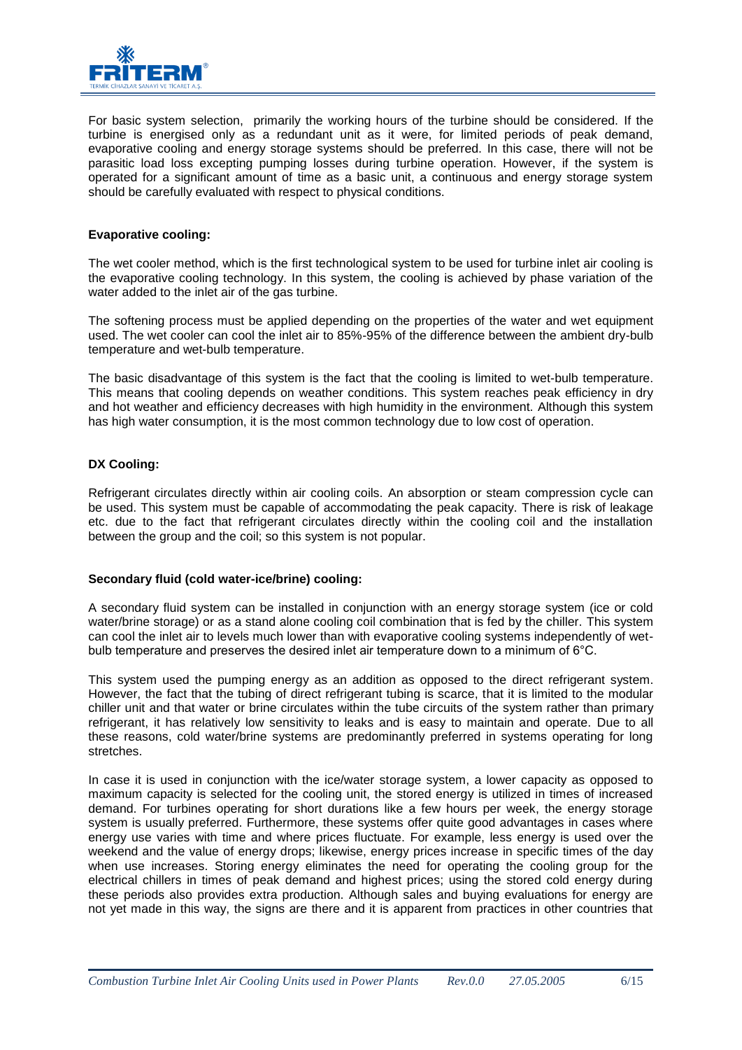For basic system selection, primarily the working hours of the turbine should be considered. If the turbine is energised only as a redundant unit as it were, for limited periods of peak demand, evaporative cooling and energy storage systems should be preferred. In this case, there will not be parasitic load loss excepting pumping losses during turbine operation. However, if the system is operated for a significant amount of time as a basic unit, a continuous and energy storage system should be carefully evaluated with respect to physical conditions.

**Evaporative cooling:**

The wet cooler method, which is the first technological system to be used for turbine inlet air cooling is the evaporative cooling technology. In this system, the cooling is achieved by phase variation of the water added to the inlet air of the gas turbine.

The softening process must be applied depending on the properties of the water and wet equipment used. The wet cooler can cool the inlet air to 85%-95% of the difference between the ambient dry-bulb temperature and wet-bulb temperature.

The basic disadvantage of this system is the fact that the cooling is limited to wet-bulb temperature. This means that cooling depends on weather conditions. This system reaches peak efficiency in dry and hot weather and efficiency decreases with high humidity in the environment. Although this system has high water consumption, it is the most common technology due to low cost of operation.

**DX Cooling:**

Refrigerant circulates directly within air cooling coils. An absorption or steam compression cycle can be used. This system must be capable of accommodating the peak capacity. There is risk of leakage etc. due to the fact that refrigerant circulates directly within the cooling coil and the installation between the group and the coil; so this system is not popular.

**Secondary fluid (cold water-ice/brine) cooling:**

A secondary fluid system can be installed in conjunction with an energy storage system (ice or cold water/brine storage) or as a stand alone cooling coil combination that is fed by the chiller. This system can cool the inlet air to levels much lower than with evaporative cooling systems independently of wet-bulb temperature and preserves the desired inlet air temperature down to a minimum of 6°C.

This system used the pumping energy as an addition as opposed to the direct refrigerant system. However, the fact that the tubing of direct refrigerant tubing is scarce, that it is limited to the modular chiller unit and that water or brine circulates within the tube circuits of the system rather than primary refrigerant, it has relatively low sensitivity to leaks and is easy to maintain and operate. Due to all these reasons, cold water/brine systems are predominantly preferred in systems operating for long stretches.

In case it is used in conjunction with the ice/water storage system, a lower capacity as opposed to maximum capacity is selected for the cooling unit, the stored energy is utilized in times of increased demand. For turbines operating for short durations like a few hours per week, the energy storage system is usually preferred. Furthermore, these systems offer quite good advantages in cases where energy use varies with time and where prices fluctuate. For example, less energy is used over the weekend and the value of energy drops; likewise, energy prices increase in specific times of the day when use increases. Storing energy eliminates the need for operating the cooling group for the electrical chillers in times of peak demand and highest prices; using the stored cold energy during these periods also provides extra production. Although sales and buying evaluations for energy are not yet made in this way, the signs are there and it is apparent from practices in other countries that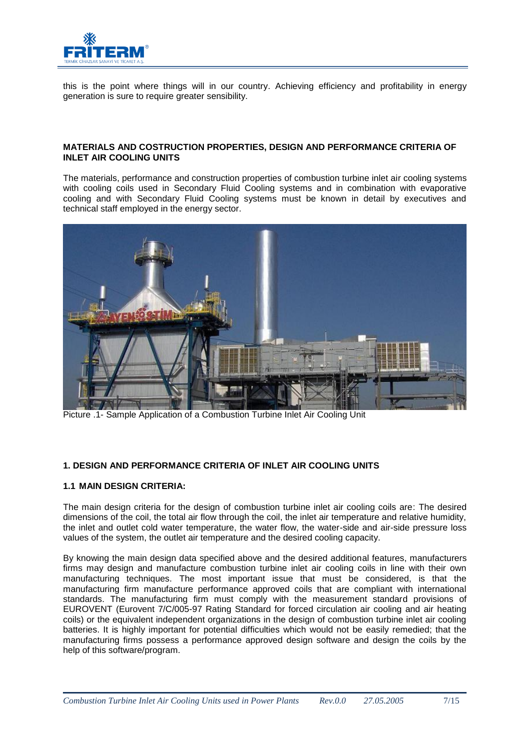this is the point where things will in our country. Achieving efficiency and profitability in energy generation is sure to require greater sensibility.

**MATERIALS AND COSTRUCTION PROPERTIES, DESIGN AND PERFORMANCE CRITERIA OF INLET AIR COOLING UNITS**

The materials, performance and construction properties of combustion turbine inlet air cooling systems with cooling coils used in Secondary Fluid Cooling systems and in combination with evaporative cooling and with Secondary Fluid Cooling systems must be known in detail by executives and technical staff employed in the energy sector.

Picture .1- Sample Application of a Combustion Turbine Inlet Air Cooling Unit

## 1. DESIGN AND PERFORMANCE CRITERIA OF INLET AIR COOLING UNITS

### 1.1 MAIN DESIGN CRITERIA:

The main design criteria for the design of combustion turbine inlet air cooling coils are: The desired dimensions of the coil, the total air flow through the coil, the inlet air temperature and relative humidity, the inlet and outlet cold water temperature, the water flow, the water-side and air-side pressure loss values of the system, the outlet air temperature and the desired cooling capacity.

By knowing the main design data specified above and the desired additional features, manufacturers firms may design and manufacture combustion turbine inlet air cooling coils in line with their own manufacturing techniques. The most important issue that must be considered, is that the manufacturing firm manufacture performance approved coils that are compliant with international standards. The manufacturing firm must comply with the measurement standard provisions of EUROVENT (Eurovent 7/C/005-97 Rating Standard for forced circulation air cooling and air heating coils) or the equivalent independent organizations in the design of combustion turbine inlet air cooling batteries. It is highly important for potential difficulties which would not be easily remedied; that the manufacturing firms possess a performance approved design software and design the coils by the help of this software/program.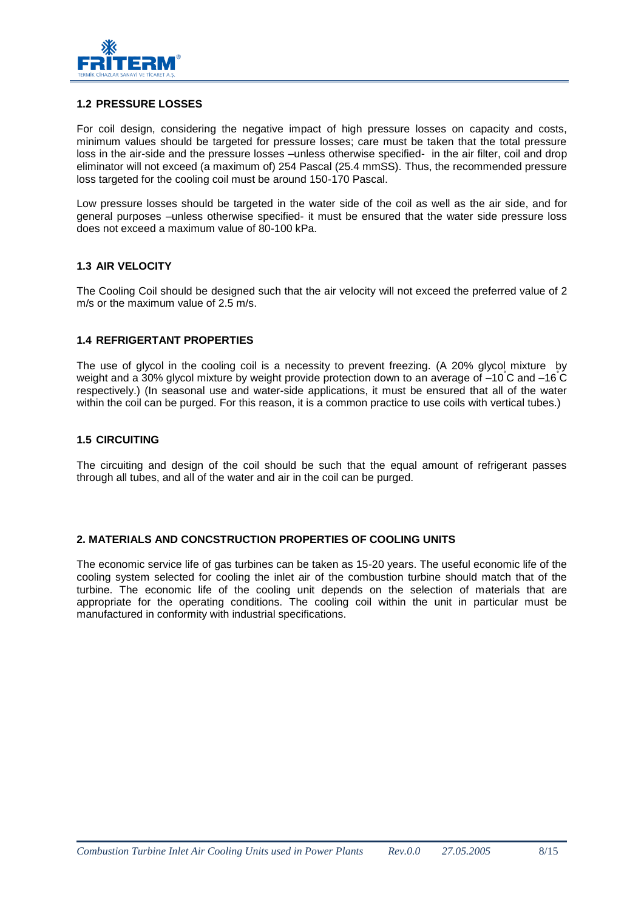### 1.2 PRESSURE LOSSES

For coil design, considering the negative impact of high pressure losses on capacity and costs, minimum values should be targeted for pressure losses; care must be taken that the total pressure loss in the air-side and the pressure losses –unless otherwise specified- in the air filter, coil and drop eliminator will not exceed (a maximum of) 254 Pascal (25.4 mmSS). Thus, the recommended pressure loss targeted for the cooling coil must be around 150-170 Pascal.

Low pressure losses should be targeted in the water side of the coil as well as the air side, and for general purposes –unless otherwise specified- it must be ensured that the water side pressure loss does not exceed a maximum value of 80-100 kPa.

### 1.3 AIR VELOCITY

The Cooling Coil should be designed such that the air velocity will not exceed the preferred value of 2 m/s or the maximum value of 2.5 m/s.

### 1.4 REFRIGERANT PROPERTIES

The use of glycol in the cooling coil is a necessity to prevent freezing. (A 20% glycol mixture by weight and a 30% glycol mixture by weight provide protection down to an average of –10°C and –16°C respectively.) (In seasonal use and water-side applications, it must be ensured that all of the water within the coil can be purged. For this reason, it is a common practice to use coils with vertical tubes.)

### 1.5 CIRCUITING

The circuiting and design of the coil should be such that the equal amount of refrigerant passes through all tubes, and all of the water and air in the coil can be purged.

## 2. MATERIALS AND CONCSTRUCTION PROPERTIES OF COOLING UNITS

The economic service life of gas turbines can be taken as 15-20 years. The useful economic life of the cooling system selected for cooling the inlet air of the combustion turbine should match that of the turbine. The economic life of the cooling unit depends on the selection of materials that are appropriate for the operating conditions. The cooling coil within the unit in particular must be manufactured in conformity with industrial specifications.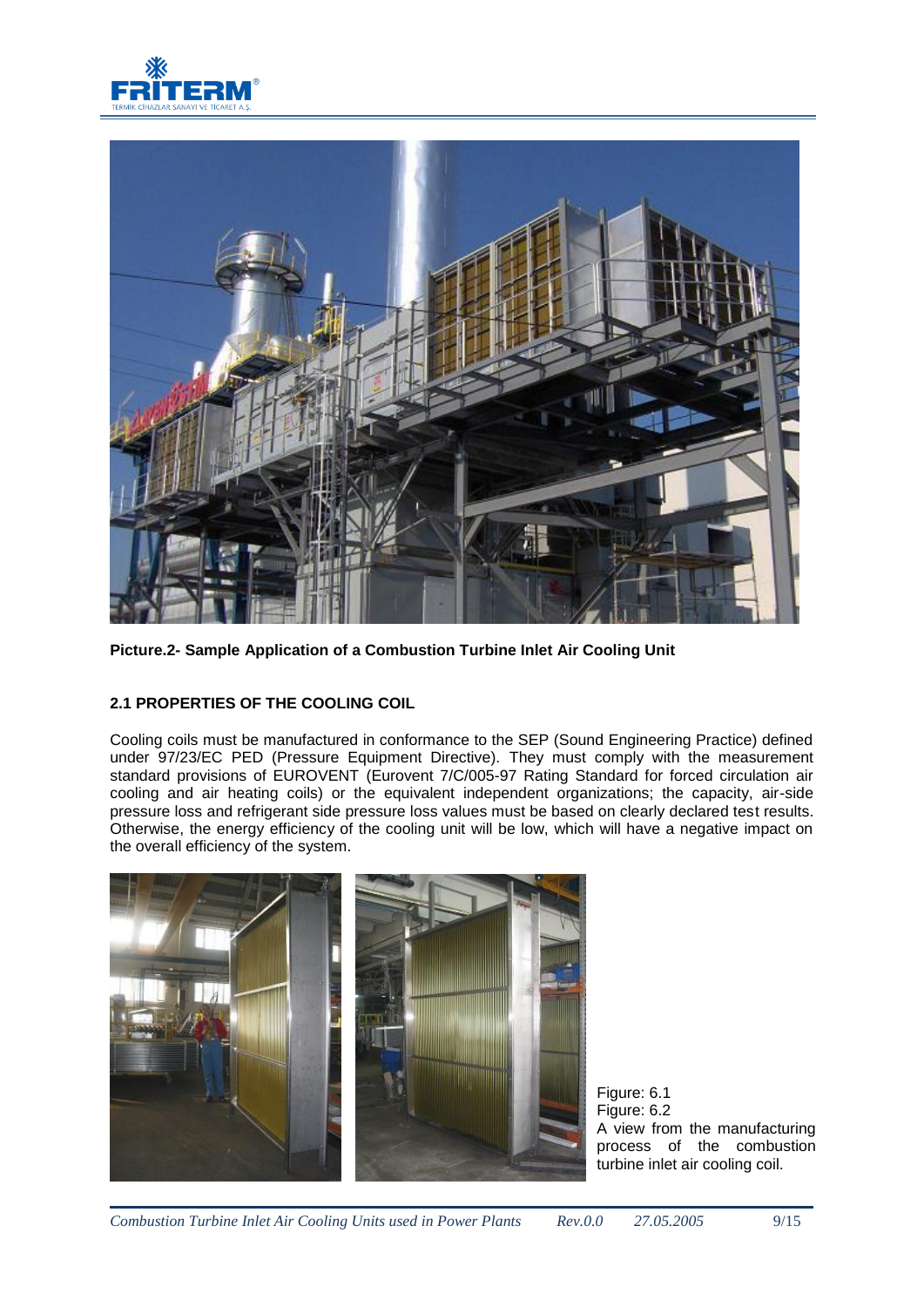**Picture.2- Sample Application of a Combustion Turbine Inlet Air Cooling Unit**

**2.1 PROPERTIES OF THE COOLING COIL**

Cooling coils must be manufactured in conformance to the SEP (Sound Engineering Practice) defined under 97/23/EC PED (Pressure Equipment Directive). They must comply with the measurement standard provisions of EUROVENT (Eurovent 7/C/005-97 Rating Standard for forced circulation air cooling and air heating coils) or the equivalent independent organizations; the capacity, air-side pressure loss and refrigerant side pressure loss values must be based on clearly declared test results. Otherwise, the energy efficiency of the cooling unit will be low, which will have a negative impact on the overall efficiency of the system.

Figure: 6.1
Figure: 6.2
A view from the manufacturing process of the combustion turbine inlet air cooling coil.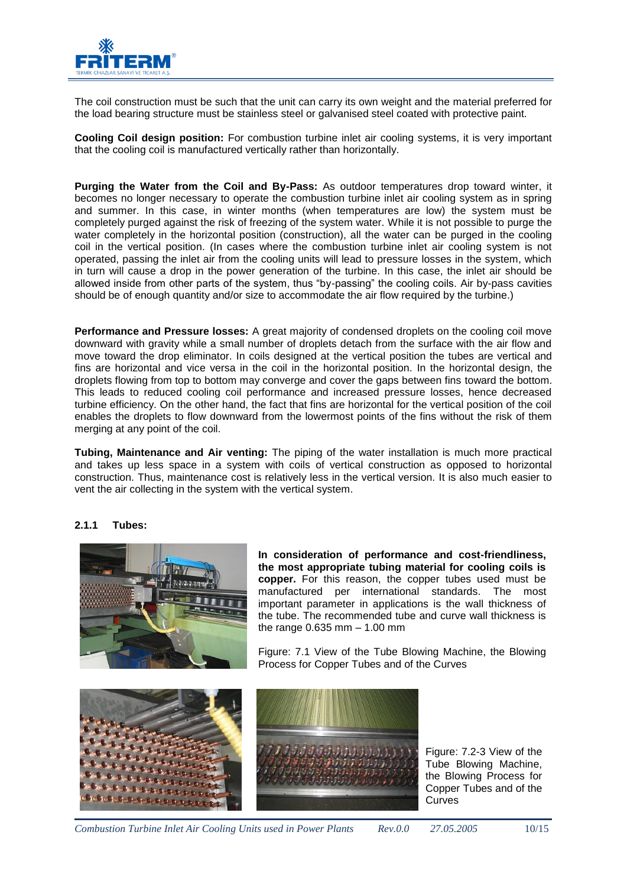The coil construction must be such that the unit can carry its own weight and the material preferred for the load bearing structure must be stainless steel or galvanised steel coated with protective paint.

**Cooling Coil design position:** For combustion turbine inlet air cooling systems, it is very important that the cooling coil is manufactured vertically rather than horizontally.

**Purging the Water from the Coil and By-Pass:** As outdoor temperatures drop toward winter, it becomes no longer necessary to operate the combustion turbine inlet air cooling system as in spring and summer. In this case, in winter months (when temperatures are low) the system must be completely purged against the risk of freezing of the system water. While it is not possible to purge the water completely in the horizontal position (construction), all the water can be purged in the cooling coil in the vertical position. (In cases where the combustion turbine inlet air cooling system is not operated, passing the inlet air from the cooling units will lead to pressure losses in the system, which in turn will cause a drop in the power generation of the turbine. In this case, the inlet air should be allowed inside from other parts of the system, thus "by-passing" the cooling coils. Air by-pass cavities should be of enough quantity and/or size to accommodate the air flow required by the turbine.)

**Performance and Pressure losses:** A great majority of condensed droplets on the cooling coil move downward with gravity while a small number of droplets detach from the surface with the air flow and move toward the drop eliminator. In coils designed at the vertical position the tubes are vertical and fins are horizontal and vice versa in the coil in the horizontal position. In the horizontal design, the droplets flowing from top to bottom may converge and cover the gaps between fins toward the bottom. This leads to reduced cooling coil performance and increased pressure losses, hence decreased turbine efficiency. On the other hand, the fact that fins are horizontal for the vertical position of the coil enables the droplets to flow downward from the lowermost points of the fins without the risk of them merging at any point of the coil.

**Tubing, Maintenance and Air venting:** The piping of the water installation is much more practical and takes up less space in a system with coils of vertical construction as opposed to horizontal construction. Thus, maintenance cost is relatively less in the vertical version. It is also much easier to vent the air collecting in the system with the vertical system.

### 2.1.1 Tubes:

**In consideration of performance and cost-friendliness, the most appropriate tubing material for cooling coils is copper.** For this reason, the copper tubes used must be manufactured per international standards. The most important parameter in applications is the wall thickness of the tube. The recommended tube and curve wall thickness is the range 0.635 mm – 1.00 mm

Figure: 7.1 View of the Tube Blowing Machine, the Blowing Process for Copper Tubes and of the Curves

Figure: 7.2-3 View of the Tube Blowing Machine, the Blowing Process for Copper Tubes and of the Curves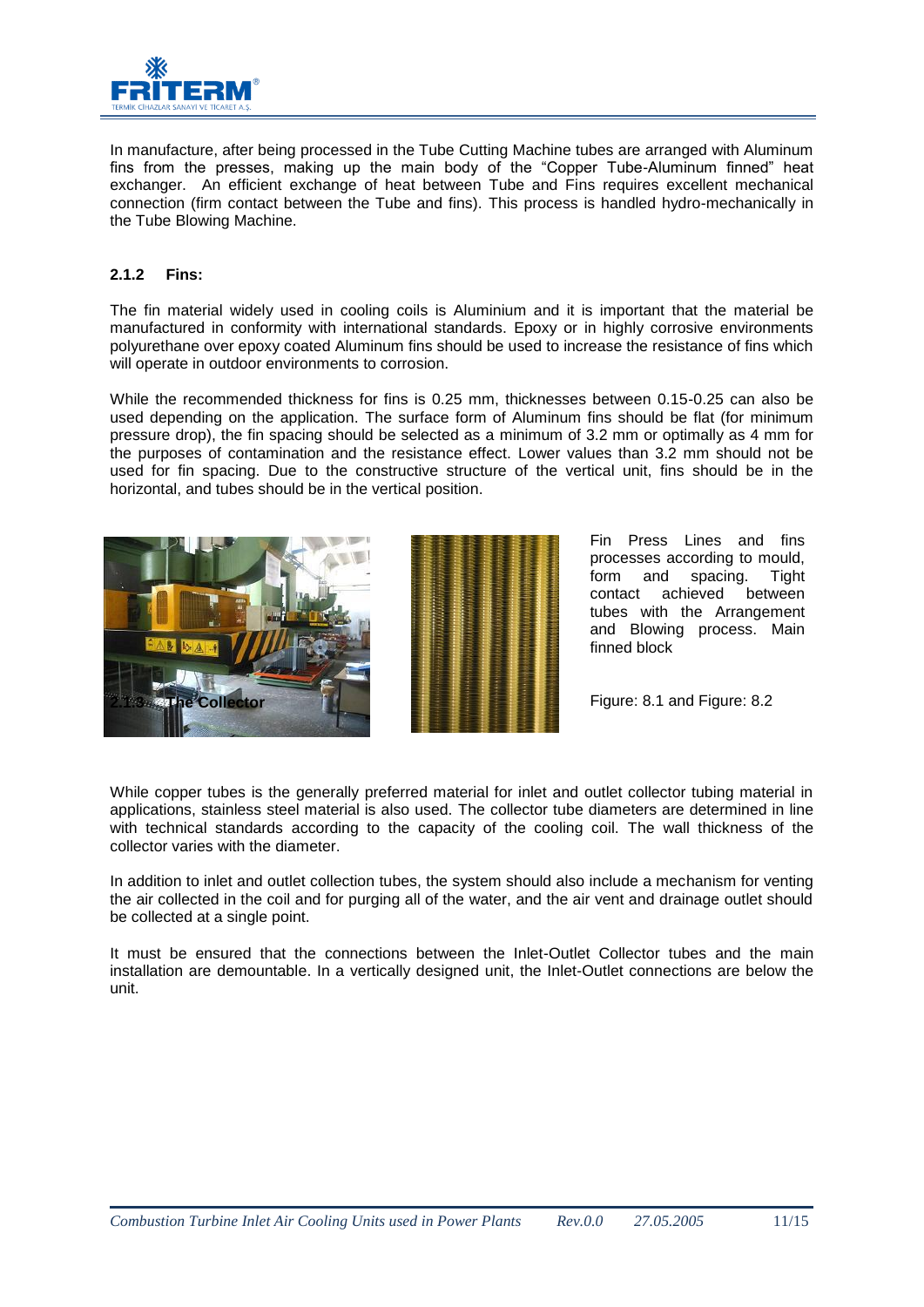In manufacture, after being processed in the Tube Cutting Machine tubes are arranged with Aluminum fins from the presses, making up the main body of the "Copper Tube-Aluminum finned" heat exchanger. An efficient exchange of heat between Tube and Fins requires excellent mechanical connection (firm contact between the Tube and fins). This process is handled hydro-mechanically in the Tube Blowing Machine.

### 2.1.2 Fins:

The fin material widely used in cooling coils is Aluminium and it is important that the material be manufactured in conformity with international standards. Epoxy or in highly corrosive environments polyurethane over epoxy coated Aluminum fins should be used to increase the resistance of fins which will operate in outdoor environments to corrosion.

While the recommended thickness for fins is 0.25 mm, thicknesses between 0.15-0.25 can also be used depending on the application. The surface form of Aluminum fins should be flat (for minimum pressure drop), the fin spacing should be selected as a minimum of 3.2 mm or optimally as 4 mm for the purposes of contamination and the resistance effect. Lower values than 3.2 mm should not be used for fin spacing. Due to the constructive structure of the vertical unit, fins should be in the horizontal, and tubes should be in the vertical position.

Fin Press Lines and fins processes according to mould, form and spacing. Tight contact achieved between tubes with the Arrangement and Blowing process. Main finned block

Figure: 8.1 and Figure: 8.2

### 2.1.3 The Collector

While copper tubes is the generally preferred material for inlet and outlet collector tubing material in applications, stainless steel material is also used. The collector tube diameters are determined in line with technical standards according to the capacity of the cooling coil. The wall thickness of the collector varies with the diameter.

In addition to inlet and outlet collection tubes, the system should also include a mechanism for venting the air collected in the coil and for purging all of the water, and the air vent and drainage outlet should be collected at a single point.

It must be ensured that the connections between the Inlet-Outlet Collector tubes and the main installation are demountable. In a vertically designed unit, the Inlet-Outlet connections are below the unit.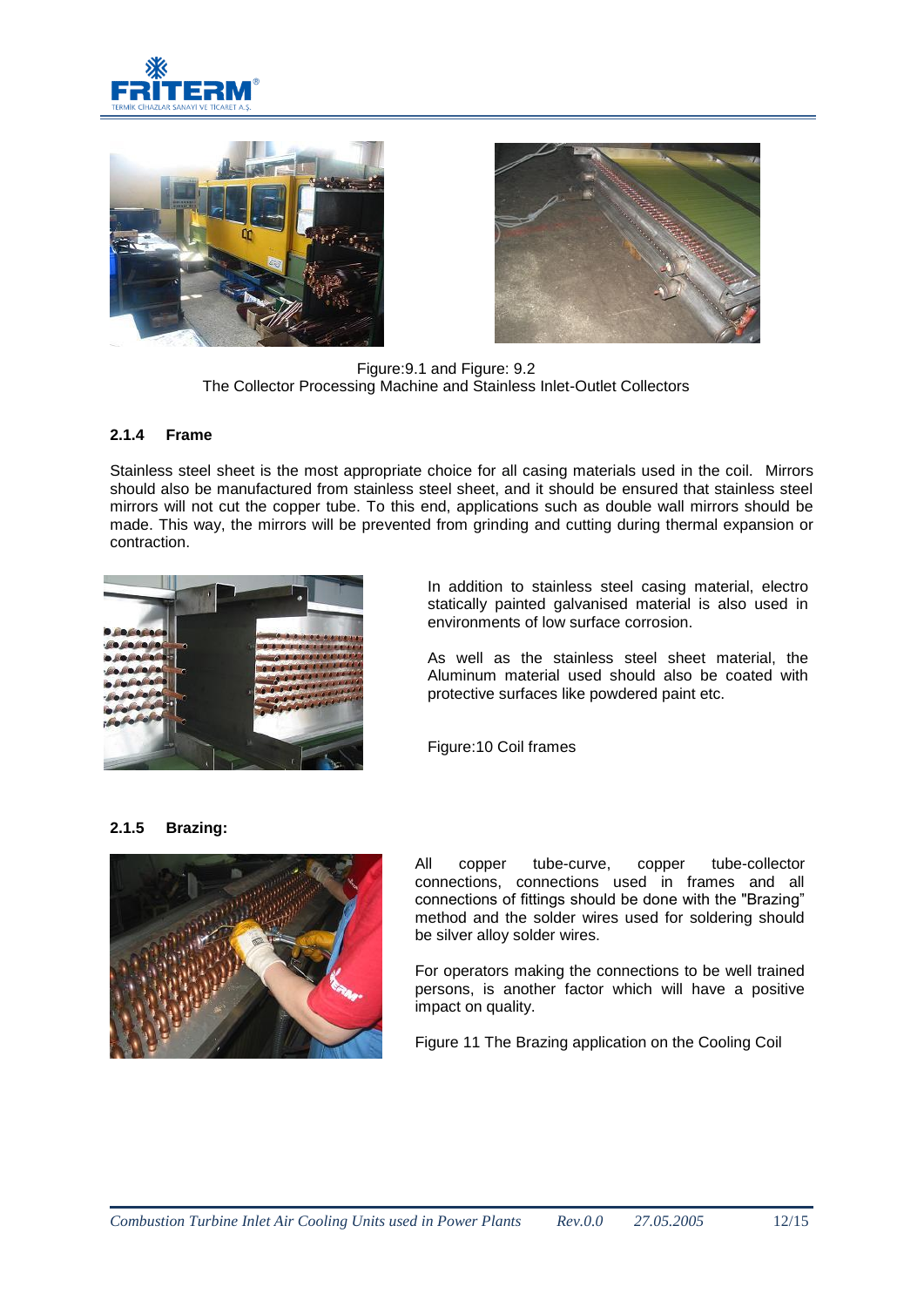Figure:9.1 and Figure: 9.2
The Collector Processing Machine and Stainless Inlet-Outlet Collectors

### 2.1.4 Frame

Stainless steel sheet is the most appropriate choice for all casing materials used in the coil. Mirrors should also be manufactured from stainless steel sheet, and it should be ensured that stainless steel mirrors will not cut the copper tube. To this end, applications such as double wall mirrors should be made. This way, the mirrors will be prevented from grinding and cutting during thermal expansion or contraction.

In addition to stainless steel casing material, electro statically painted galvanised material is also used in environments of low surface corrosion.

As well as the stainless steel sheet material, the Aluminum material used should also be coated with protective surfaces like powdered paint etc.

Figure:10 Coil frames

### 2.1.5 Brazing:

All copper tube-curve, copper tube-collector connections, connections used in frames and all connections of fittings should be done with the "Brazing" method and the solder wires used for soldering should be silver alloy solder wires.

For operators making the connections to be well trained persons, is another factor which will have a positive impact on quality.

Figure 11 The Brazing application on the Cooling Coil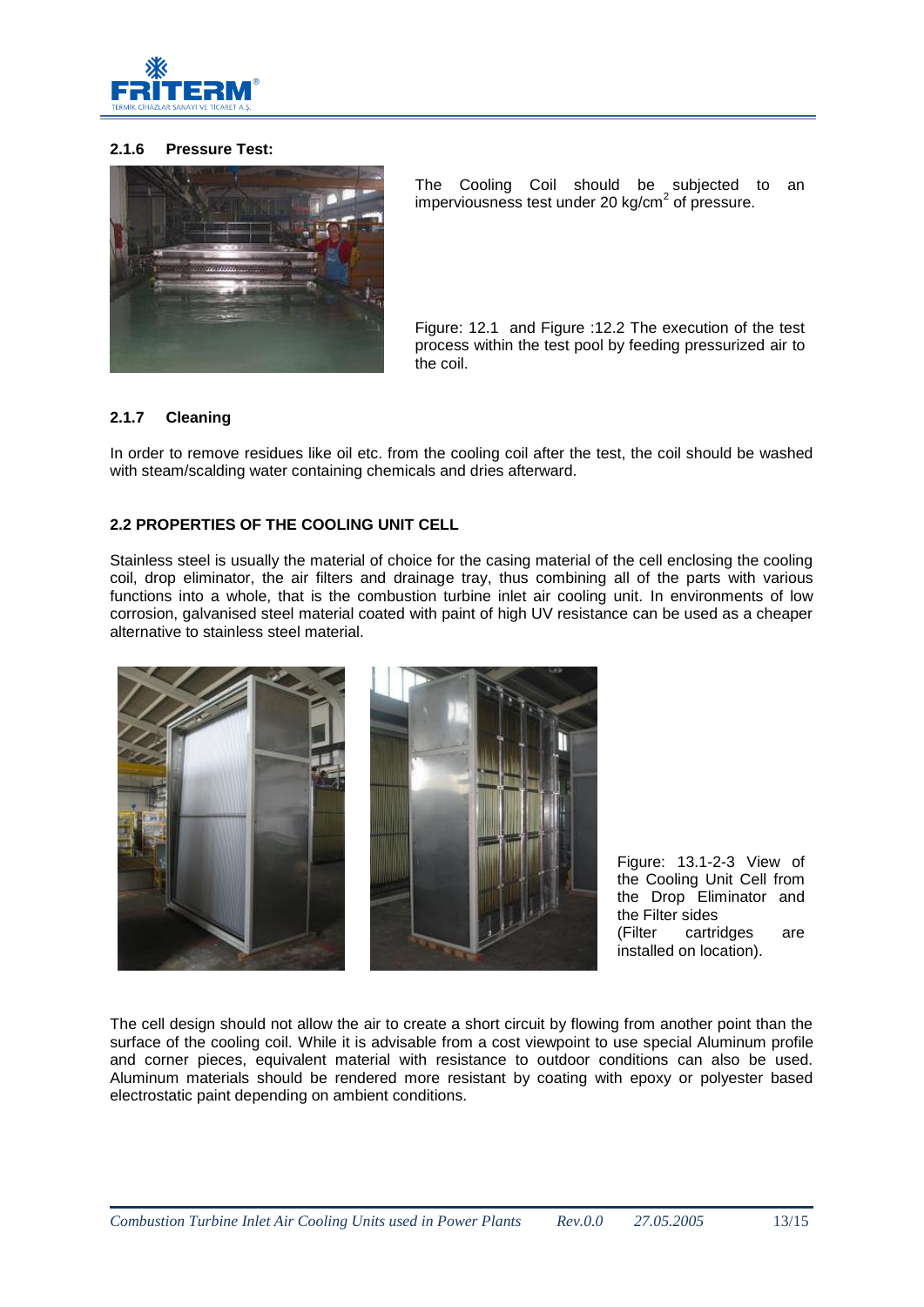### 2.1.6 Pressure Test:

The Cooling Coil should be subjected to an imperviousness test under 20 kg/cm$^2$ of pressure.

Figure: 12.1 and Figure :12.2 The execution of the test process within the test pool by feeding pressurized air to the coil.

### 2.1.7 Cleaning

In order to remove residues like oil etc. from the cooling coil after the test, the coil should be washed with steam/scalding water containing chemicals and dries afterward.

## 2.2 PROPERTIES OF THE COOLING UNIT CELL

Stainless steel is usually the material of choice for the casing material of the cell enclosing the cooling coil, drop eliminator, the air filters and drainage tray, thus combining all of the parts with various functions into a whole, that is the combustion turbine inlet air cooling unit. In environments of low corrosion, galvanised steel material coated with paint of high UV resistance can be used as a cheaper alternative to stainless steel material.

Figure: 13.1-2-3 View of the Cooling Unit Cell from the Drop Eliminator and the Filter sides
(Filter cartridges are installed on location).

The cell design should not allow the air to create a short circuit by flowing from another point than the surface of the cooling coil. While it is advisable from a cost viewpoint to use special Aluminum profile and corner pieces, equivalent material with resistance to outdoor conditions can also be used. Aluminum materials should be rendered more resistant by coating with epoxy or polyester based electrostatic paint depending on ambient conditions.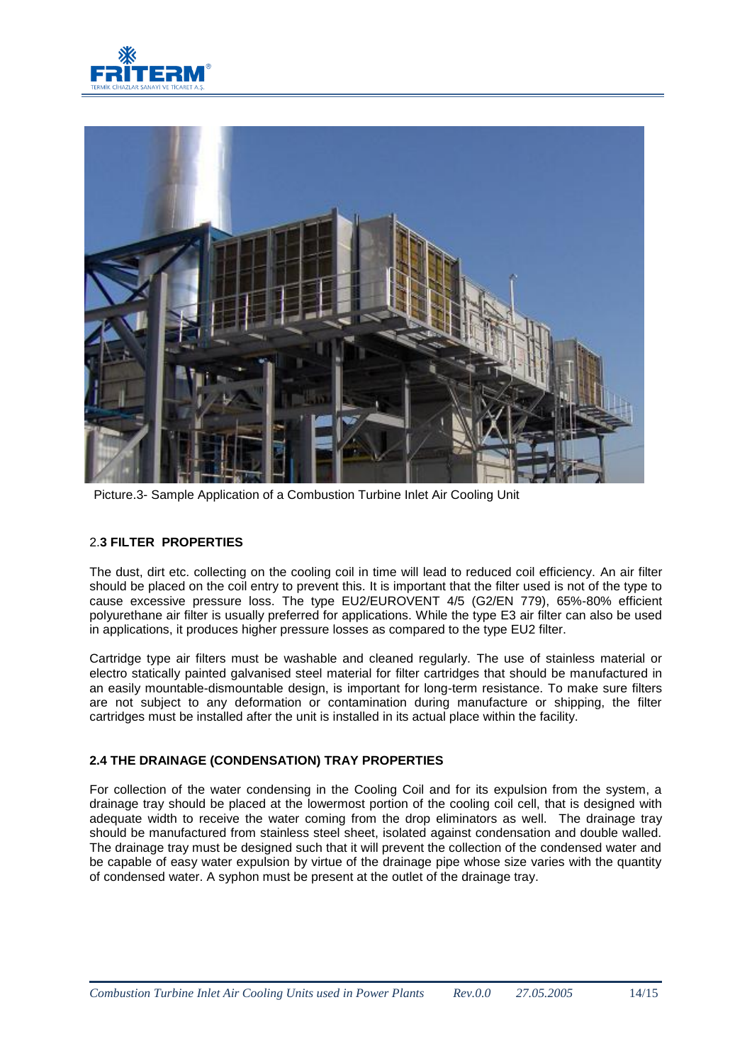Picture.3- Sample Application of a Combustion Turbine Inlet Air Cooling Unit

### 2.3 FILTER PROPERTIES

The dust, dirt etc. collecting on the cooling coil in time will lead to reduced coil efficiency. An air filter should be placed on the coil entry to prevent this. It is important that the filter used is not of the type to cause excessive pressure loss. The type EU2/EUROVENT 4/5 (G2/EN 779), 65%-80% efficient polyurethane air filter is usually preferred for applications. While the type E3 air filter can also be used in applications, it produces higher pressure losses as compared to the type EU2 filter.

Cartridge type air filters must be washable and cleaned regularly. The use of stainless material or electro statically painted galvanised steel material for filter cartridges that should be manufactured in an easily mountable-dismountable design, is important for long-term resistance. To make sure filters are not subject to any deformation or contamination during manufacture or shipping, the filter cartridges must be installed after the unit is installed in its actual place within the facility.

### 2.4 THE DRAINAGE (CONDENSATION) TRAY PROPERTIES

For collection of the water condensing in the Cooling Coil and for its expulsion from the system, a drainage tray should be placed at the lowermost portion of the cooling coil cell, that is designed with adequate width to receive the water coming from the drop eliminators as well. The drainage tray should be manufactured from stainless steel sheet, isolated against condensation and double walled. The drainage tray must be designed such that it will prevent the collection of the condensed water and be capable of easy water expulsion by virtue of the drainage pipe whose size varies with the quantity of condensed water. A syphon must be present at the outlet of the drainage tray.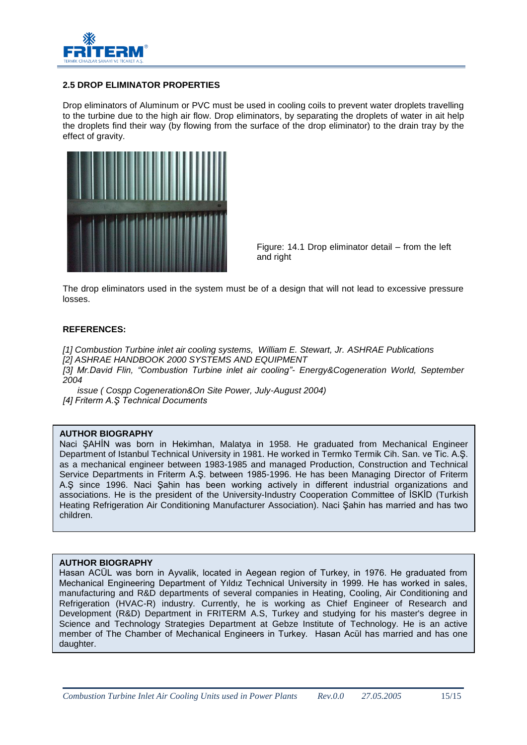### 2.5 DROP ELIMINATOR PROPERTIES

Drop eliminators of Aluminum or PVC must be used in cooling coils to prevent water droplets travelling to the turbine due to the high air flow. Drop eliminators, by separating the droplets of water in ait help the droplets find their way (by flowing from the surface of the drop eliminator) to the drain tray by the effect of gravity.

Figure: 14.1 Drop eliminator detail – from the left and right

The drop eliminators used in the system must be of a design that will not lead to excessive pressure losses.

### REFERENCES:

*[1] Combustion Turbine inlet air cooling systems, William E. Stewart, Jr. ASHRAE Publications*
*[2] ASHRAE HANDBOOK 2000 SYSTEMS AND EQUIPMENT*
*[3] Mr.David Flin, "Combustion Turbine inlet air cooling"- Energy&Cogeneration World, September 2004*
*issue ( Cospp Cogeneration&On Site Power, July-August 2004)*
*[4] Friterm A.Ş Technical Documents*

**AUTHOR BIOGRAPHY**

Naci ŞAHİN was born in Hekimhan, Malatya in 1958. He graduated from Mechanical Engineer Department of Istanbul Technical University in 1981. He worked in Termko Termik Cih. San. ve Tic. A.Ş. as a mechanical engineer between 1983-1985 and managed Production, Construction and Technical Service Departments in Friterm A.Ş. between 1985-1996. He has been Managing Director of Friterm A.Ş since 1996. Naci Şahin has been working actively in different industrial organizations and associations. He is the president of the University-Industry Cooperation Committee of İSKİD (Turkish Heating Refrigeration Air Conditioning Manufacturer Association). Naci Şahin has married and has two children.

**AUTHOR BIOGRAPHY**

Hasan ACÜL was born in Ayvalik, located in Aegean region of Turkey, in 1976. He graduated from Mechanical Engineering Department of Yıldız Technical University in 1999. He has worked in sales, manufacturing and R&D departments of several companies in Heating, Cooling, Air Conditioning and Refrigeration (HVAC-R) industry. Currently, he is working as Chief Engineer of Research and Development (R&D) Department in FRITERM A.S, Turkey and studying for his master's degree in Science and Technology Strategies Department at Gebze Institute of Technology. He is an active member of The Chamber of Mechanical Engineers in Turkey. Hasan Acül has married and has one daughter.